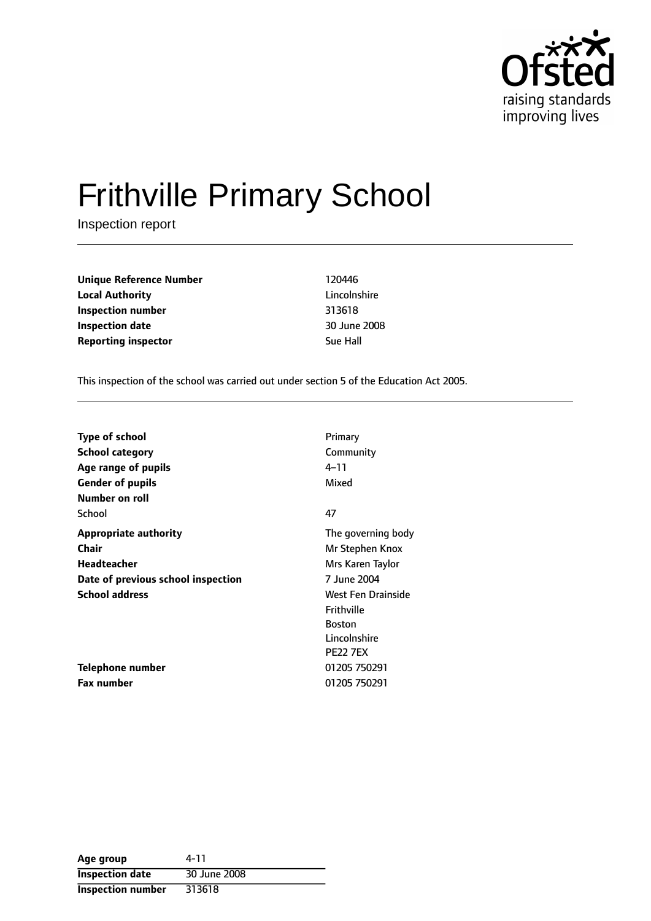Ofsted
raising standards
improving lives

# Frithville Primary School

Inspection report

| | |
|---|---|
| **Unique Reference Number** | 120446 |
| **Local Authority** | Lincolnshire |
| **Inspection number** | 313618 |
| **Inspection date** | 30 June 2008 |
| **Reporting inspector** | Sue Hall |

This inspection of the school was carried out under section 5 of the Education Act 2005.

| | |
|---|---|
| **Type of school** | Primary |
| **School category** | Community |
| **Age range of pupils** | 4–11 |
| **Gender of pupils** | Mixed |
| **Number on roll** | |
| School | 47 |
| **Appropriate authority** | The governing body |
| **Chair** | Mr Stephen Knox |
| **Headteacher** | Mrs Karen Taylor |
| **Date of previous school inspection** | 7 June 2004 |
| **School address** | West Fen Drainside<br>Frithville<br>Boston<br>Lincolnshire<br>PE22 7EX |
| **Telephone number** | 01205 750291 |
| **Fax number** | 01205 750291 |

| | |
|---|---|
| **Age group** | 4-11 |
| **Inspection date** | 30 June 2008 |
| **Inspection number** | 313618 |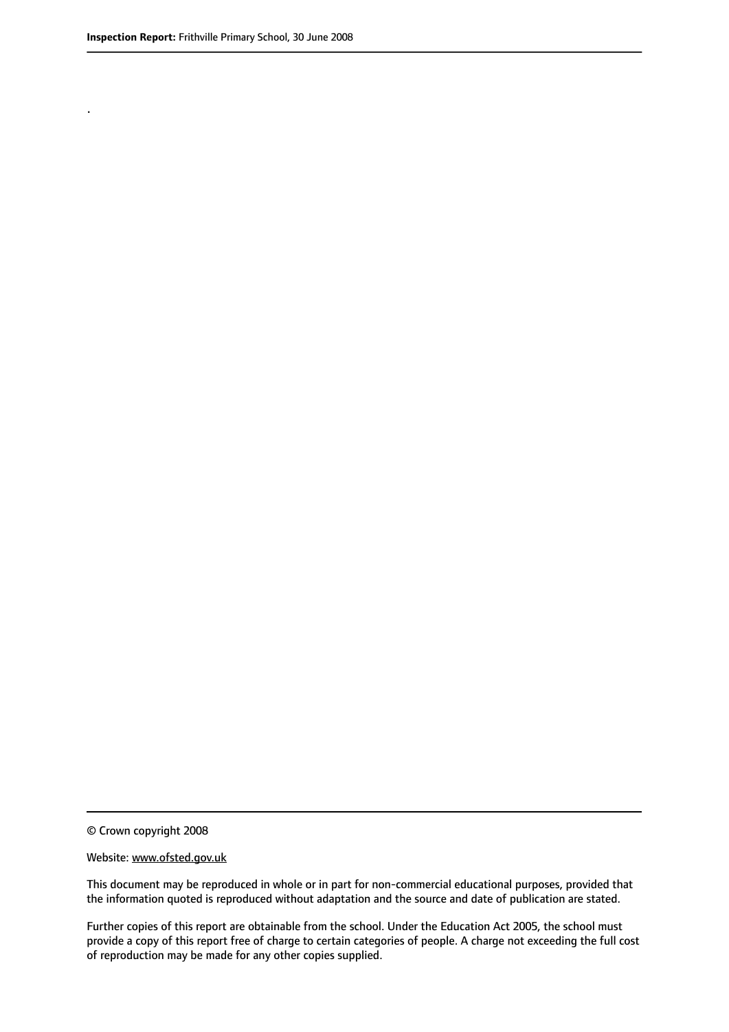.

© Crown copyright 2008

Website: www.ofsted.gov.uk

This document may be reproduced in whole or in part for non-commercial educational purposes, provided that the information quoted is reproduced without adaptation and the source and date of publication are stated.

Further copies of this report are obtainable from the school. Under the Education Act 2005, the school must provide a copy of this report free of charge to certain categories of people. A charge not exceeding the full cost of reproduction may be made for any other copies supplied.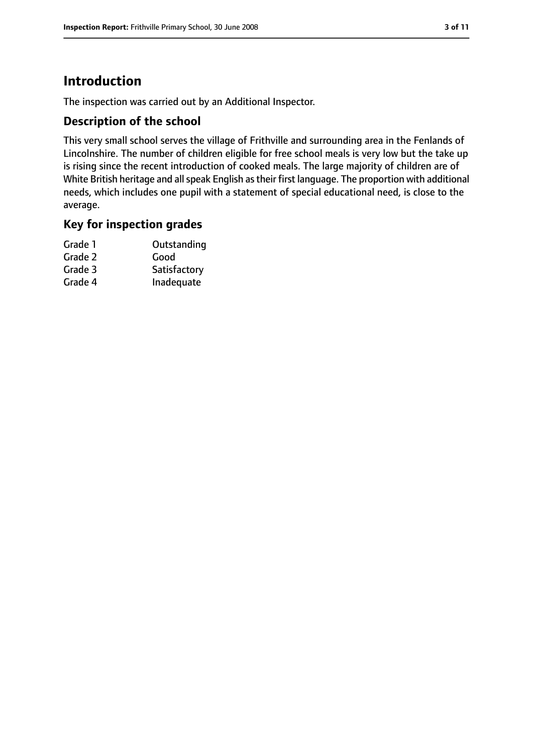# Introduction

The inspection was carried out by an Additional Inspector.

## Description of the school

This very small school serves the village of Frithville and surrounding area in the Fenlands of Lincolnshire. The number of children eligible for free school meals is very low but the take up is rising since the recent introduction of cooked meals. The large majority of children are of White British heritage and all speak English as their first language. The proportion with additional needs, which includes one pupil with a statement of special educational need, is close to the average.

## Key for inspection grades

| | |
|---|---|
| Grade 1 | Outstanding |
| Grade 2 | Good |
| Grade 3 | Satisfactory |
| Grade 4 | Inadequate |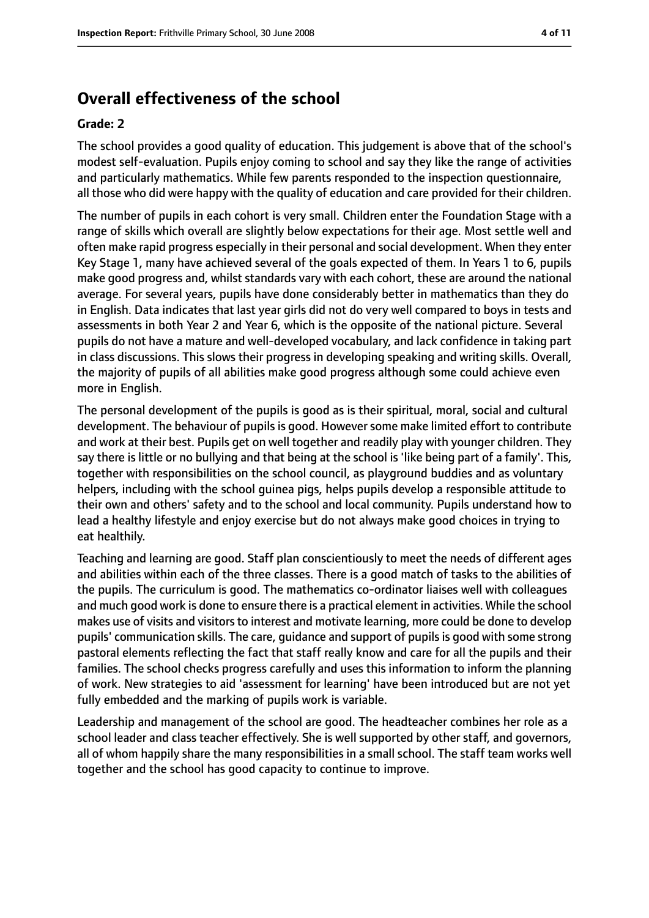## Overall effectiveness of the school

**Grade: 2**

The school provides a good quality of education. This judgement is above that of the school's modest self-evaluation. Pupils enjoy coming to school and say they like the range of activities and particularly mathematics. While few parents responded to the inspection questionnaire, all those who did were happy with the quality of education and care provided for their children.

The number of pupils in each cohort is very small. Children enter the Foundation Stage with a range of skills which overall are slightly below expectations for their age. Most settle well and often make rapid progress especially in their personal and social development. When they enter Key Stage 1, many have achieved several of the goals expected of them. In Years 1 to 6, pupils make good progress and, whilst standards vary with each cohort, these are around the national average. For several years, pupils have done considerably better in mathematics than they do in English. Data indicates that last year girls did not do very well compared to boys in tests and assessments in both Year 2 and Year 6, which is the opposite of the national picture. Several pupils do not have a mature and well-developed vocabulary, and lack confidence in taking part in class discussions. This slows their progress in developing speaking and writing skills. Overall, the majority of pupils of all abilities make good progress although some could achieve even more in English.

The personal development of the pupils is good as is their spiritual, moral, social and cultural development. The behaviour of pupils is good. However some make limited effort to contribute and work at their best. Pupils get on well together and readily play with younger children. They say there is little or no bullying and that being at the school is 'like being part of a family'. This, together with responsibilities on the school council, as playground buddies and as voluntary helpers, including with the school guinea pigs, helps pupils develop a responsible attitude to their own and others' safety and to the school and local community. Pupils understand how to lead a healthy lifestyle and enjoy exercise but do not always make good choices in trying to eat healthily.

Teaching and learning are good. Staff plan conscientiously to meet the needs of different ages and abilities within each of the three classes. There is a good match of tasks to the abilities of the pupils. The curriculum is good. The mathematics co-ordinator liaises well with colleagues and much good work is done to ensure there is a practical element in activities. While the school makes use of visits and visitors to interest and motivate learning, more could be done to develop pupils' communication skills. The care, guidance and support of pupils is good with some strong pastoral elements reflecting the fact that staff really know and care for all the pupils and their families. The school checks progress carefully and uses this information to inform the planning of work. New strategies to aid 'assessment for learning' have been introduced but are not yet fully embedded and the marking of pupils work is variable.

Leadership and management of the school are good. The headteacher combines her role as a school leader and class teacher effectively. She is well supported by other staff, and governors, all of whom happily share the many responsibilities in a small school. The staff team works well together and the school has good capacity to continue to improve.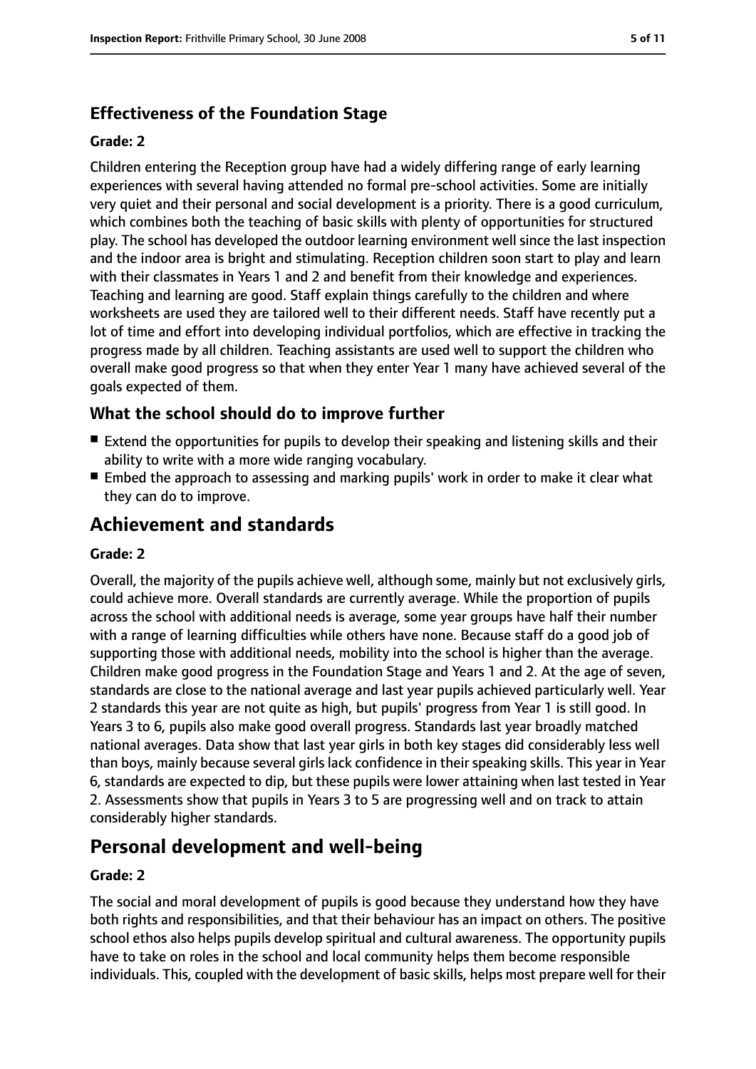### Effectiveness of the Foundation Stage

#### Grade: 2

Children entering the Reception group have had a widely differing range of early learning experiences with several having attended no formal pre-school activities. Some are initially very quiet and their personal and social development is a priority. There is a good curriculum, which combines both the teaching of basic skills with plenty of opportunities for structured play. The school has developed the outdoor learning environment well since the last inspection and the indoor area is bright and stimulating. Reception children soon start to play and learn with their classmates in Years 1 and 2 and benefit from their knowledge and experiences. Teaching and learning are good. Staff explain things carefully to the children and where worksheets are used they are tailored well to their different needs. Staff have recently put a lot of time and effort into developing individual portfolios, which are effective in tracking the progress made by all children. Teaching assistants are used well to support the children who overall make good progress so that when they enter Year 1 many have achieved several of the goals expected of them.

### What the school should do to improve further

- Extend the opportunities for pupils to develop their speaking and listening skills and their ability to write with a more wide ranging vocabulary.
- Embed the approach to assessing and marking pupils' work in order to make it clear what they can do to improve.

## Achievement and standards

#### Grade: 2

Overall, the majority of the pupils achieve well, although some, mainly but not exclusively girls, could achieve more. Overall standards are currently average. While the proportion of pupils across the school with additional needs is average, some year groups have half their number with a range of learning difficulties while others have none. Because staff do a good job of supporting those with additional needs, mobility into the school is higher than the average. Children make good progress in the Foundation Stage and Years 1 and 2. At the age of seven, standards are close to the national average and last year pupils achieved particularly well. Year 2 standards this year are not quite as high, but pupils' progress from Year 1 is still good. In Years 3 to 6, pupils also make good overall progress. Standards last year broadly matched national averages. Data show that last year girls in both key stages did considerably less well than boys, mainly because several girls lack confidence in their speaking skills. This year in Year 6, standards are expected to dip, but these pupils were lower attaining when last tested in Year 2. Assessments show that pupils in Years 3 to 5 are progressing well and on track to attain considerably higher standards.

## Personal development and well-being

#### Grade: 2

The social and moral development of pupils is good because they understand how they have both rights and responsibilities, and that their behaviour has an impact on others. The positive school ethos also helps pupils develop spiritual and cultural awareness. The opportunity pupils have to take on roles in the school and local community helps them become responsible individuals. This, coupled with the development of basic skills, helps most prepare well for their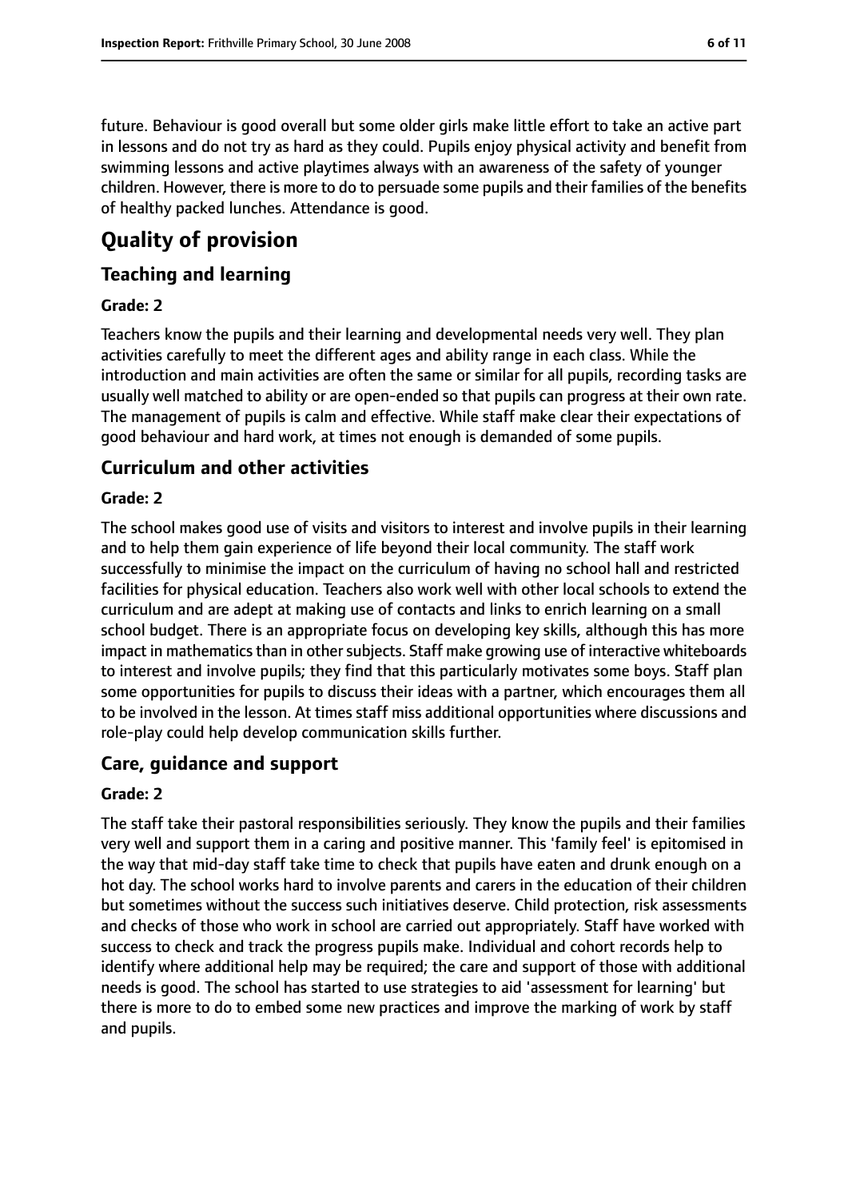future. Behaviour is good overall but some older girls make little effort to take an active part in lessons and do not try as hard as they could. Pupils enjoy physical activity and benefit from swimming lessons and active playtimes always with an awareness of the safety of younger children. However, there is more to do to persuade some pupils and their families of the benefits of healthy packed lunches. Attendance is good.

# Quality of provision

## Teaching and learning

**Grade: 2**

Teachers know the pupils and their learning and developmental needs very well. They plan activities carefully to meet the different ages and ability range in each class. While the introduction and main activities are often the same or similar for all pupils, recording tasks are usually well matched to ability or are open-ended so that pupils can progress at their own rate. The management of pupils is calm and effective. While staff make clear their expectations of good behaviour and hard work, at times not enough is demanded of some pupils.

## Curriculum and other activities

**Grade: 2**

The school makes good use of visits and visitors to interest and involve pupils in their learning and to help them gain experience of life beyond their local community. The staff work successfully to minimise the impact on the curriculum of having no school hall and restricted facilities for physical education. Teachers also work well with other local schools to extend the curriculum and are adept at making use of contacts and links to enrich learning on a small school budget. There is an appropriate focus on developing key skills, although this has more impact in mathematics than in other subjects. Staff make growing use of interactive whiteboards to interest and involve pupils; they find that this particularly motivates some boys. Staff plan some opportunities for pupils to discuss their ideas with a partner, which encourages them all to be involved in the lesson. At times staff miss additional opportunities where discussions and role-play could help develop communication skills further.

## Care, guidance and support

**Grade: 2**

The staff take their pastoral responsibilities seriously. They know the pupils and their families very well and support them in a caring and positive manner. This 'family feel' is epitomised in the way that mid-day staff take time to check that pupils have eaten and drunk enough on a hot day. The school works hard to involve parents and carers in the education of their children but sometimes without the success such initiatives deserve. Child protection, risk assessments and checks of those who work in school are carried out appropriately. Staff have worked with success to check and track the progress pupils make. Individual and cohort records help to identify where additional help may be required; the care and support of those with additional needs is good. The school has started to use strategies to aid 'assessment for learning' but there is more to do to embed some new practices and improve the marking of work by staff and pupils.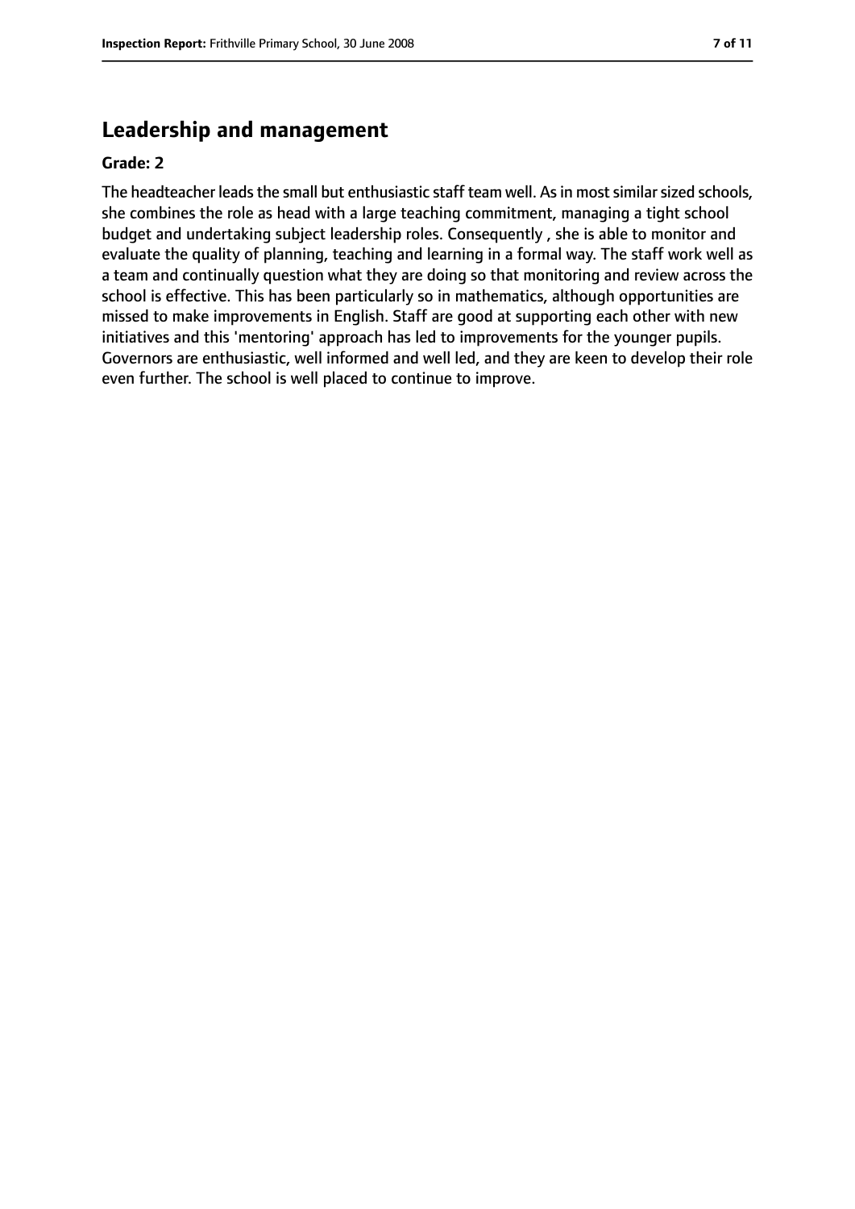## Leadership and management

**Grade: 2**

The headteacher leads the small but enthusiastic staff team well. As in most similar sized schools, she combines the role as head with a large teaching commitment, managing a tight school budget and undertaking subject leadership roles. Consequently , she is able to monitor and evaluate the quality of planning, teaching and learning in a formal way. The staff work well as a team and continually question what they are doing so that monitoring and review across the school is effective. This has been particularly so in mathematics, although opportunities are missed to make improvements in English. Staff are good at supporting each other with new initiatives and this 'mentoring' approach has led to improvements for the younger pupils. Governors are enthusiastic, well informed and well led, and they are keen to develop their role even further. The school is well placed to continue to improve.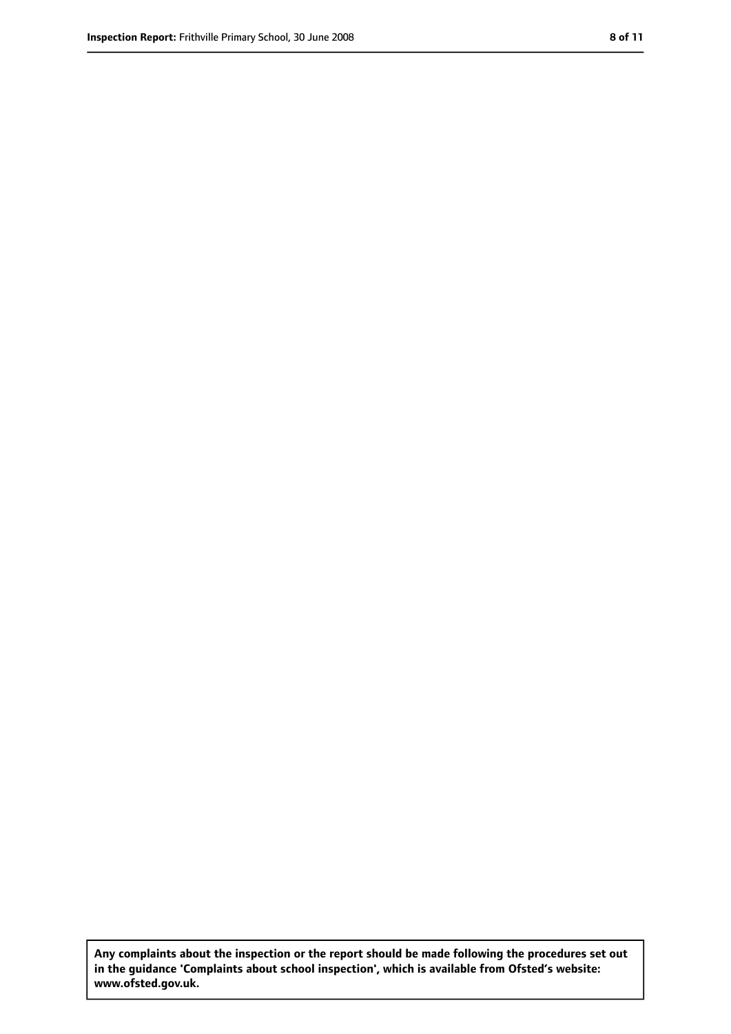**Any complaints about the inspection or the report should be made following the procedures set out in the guidance 'Complaints about school inspection', which is available from Ofsted's website: www.ofsted.gov.uk.**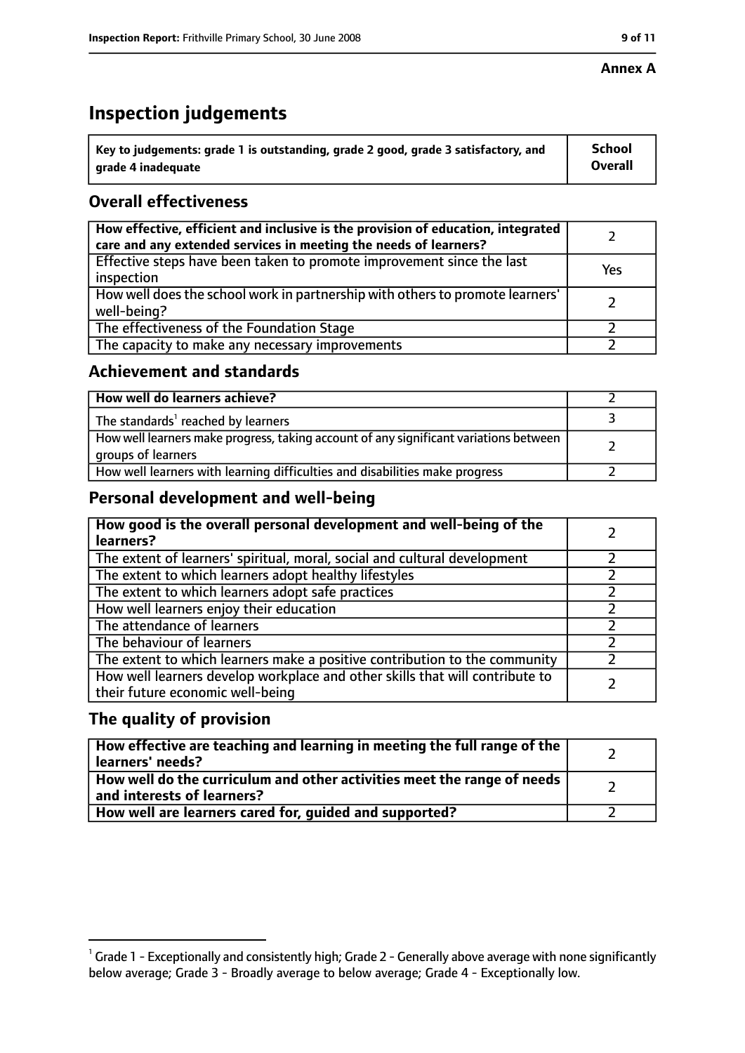**Annex A**

# Inspection judgements

| Key to judgements: grade 1 is outstanding, grade 2 good, grade 3 satisfactory, and grade 4 inadequate | School Overall |
|---|---|

## Overall effectiveness

| | |
|---|---|
| How effective, efficient and inclusive is the provision of education, integrated care and any extended services in meeting the needs of learners? | 2 |
| Effective steps have been taken to promote improvement since the last inspection | Yes |
| How well does the school work in partnership with others to promote learners' well-being? | 2 |
| The effectiveness of the Foundation Stage | 2 |
| The capacity to make any necessary improvements | 2 |

## Achievement and standards

| | |
|---|---|
| How well do learners achieve? | 2 |
| The standards[1] reached by learners | 3 |
| How well learners make progress, taking account of any significant variations between groups of learners | 2 |
| How well learners with learning difficulties and disabilities make progress | 2 |

## Personal development and well-being

| | |
|---|---|
| How good is the overall personal development and well-being of the learners? | 2 |
| The extent of learners' spiritual, moral, social and cultural development | 2 |
| The extent to which learners adopt healthy lifestyles | 2 |
| The extent to which learners adopt safe practices | 2 |
| How well learners enjoy their education | 2 |
| The attendance of learners | 2 |
| The behaviour of learners | 2 |
| The extent to which learners make a positive contribution to the community | 2 |
| How well learners develop workplace and other skills that will contribute to their future economic well-being | 2 |

## The quality of provision

| | |
|---|---|
| How effective are teaching and learning in meeting the full range of the learners' needs? | 2 |
| How well do the curriculum and other activities meet the range of needs and interests of learners? | 2 |
| How well are learners cared for, guided and supported? | 2 |

[1] Grade 1 - Exceptionally and consistently high; Grade 2 - Generally above average with none significantly below average; Grade 3 - Broadly average to below average; Grade 4 - Exceptionally low.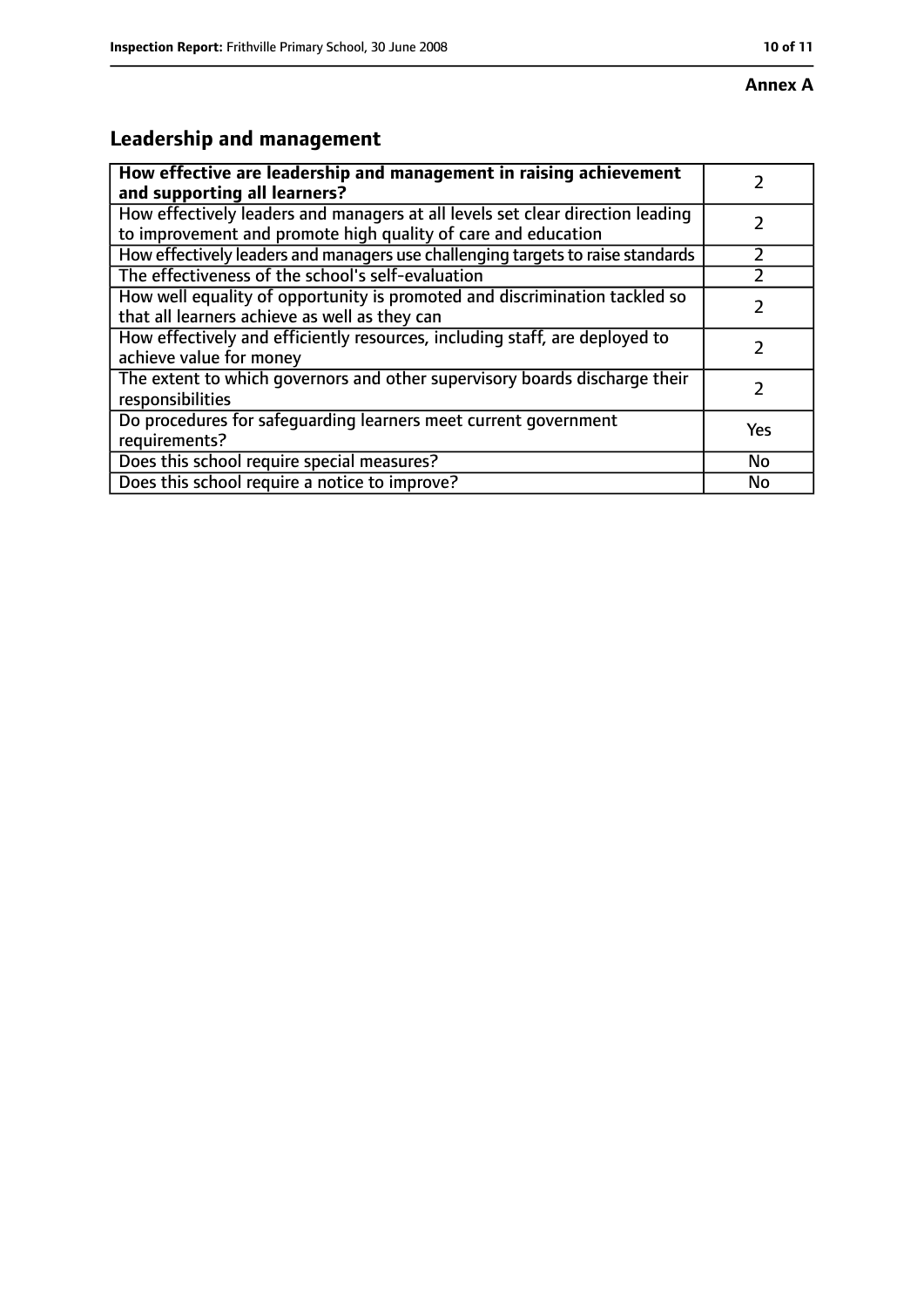**Annex A**

## Leadership and management

| **How effective are leadership and management in raising achievement and supporting all learners?** | 2 |
|---|---|
| How effectively leaders and managers at all levels set clear direction leading to improvement and promote high quality of care and education | 2 |
| How effectively leaders and managers use challenging targets to raise standards | 2 |
| The effectiveness of the school's self-evaluation | 2 |
| How well equality of opportunity is promoted and discrimination tackled so that all learners achieve as well as they can | 2 |
| How effectively and efficiently resources, including staff, are deployed to achieve value for money | 2 |
| The extent to which governors and other supervisory boards discharge their responsibilities | 2 |
| Do procedures for safeguarding learners meet current government requirements? | Yes |
| Does this school require special measures? | No |
| Does this school require a notice to improve? | No |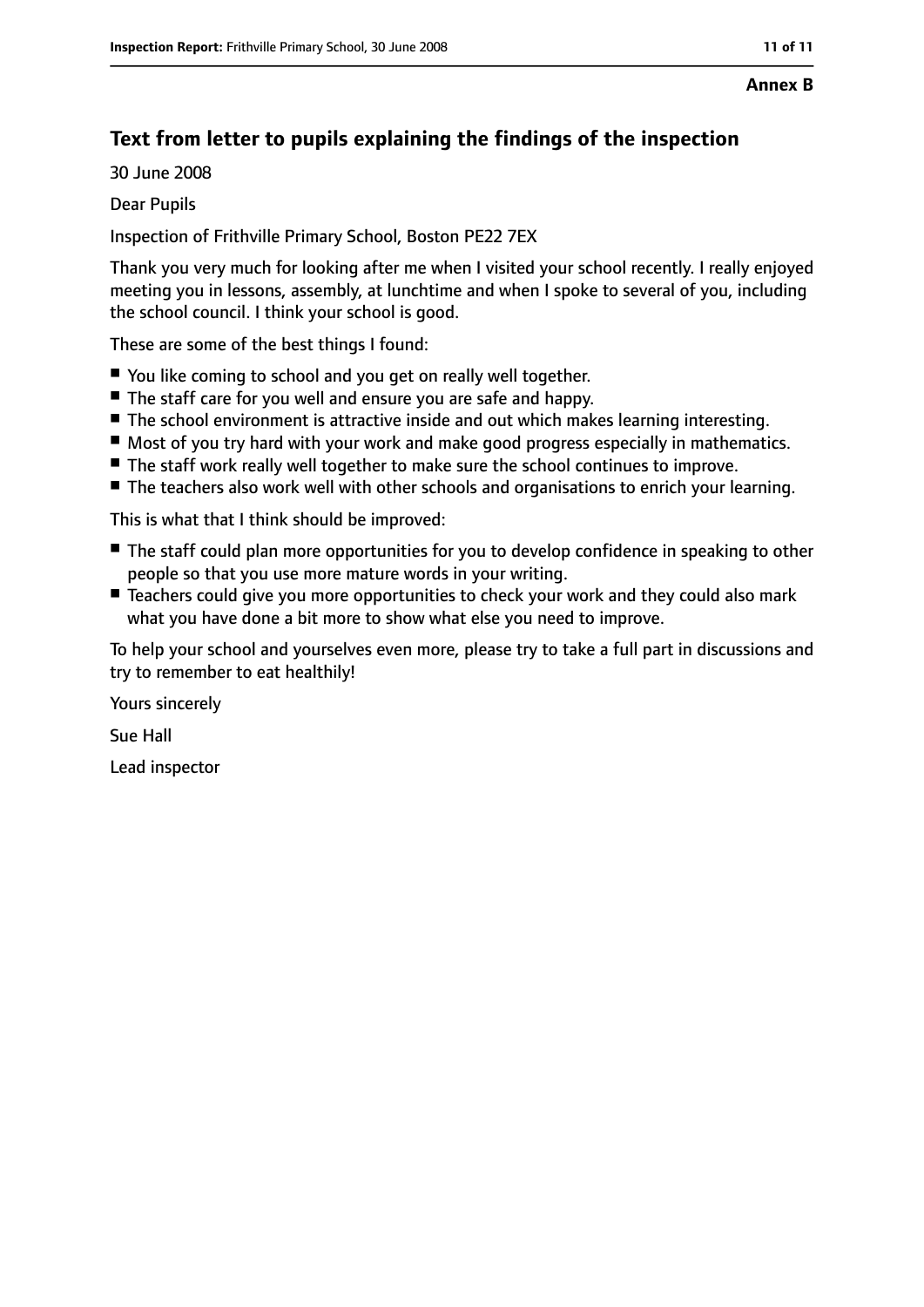**Annex B**

## Text from letter to pupils explaining the findings of the inspection

30 June 2008

Dear Pupils

Inspection of Frithville Primary School, Boston PE22 7EX

Thank you very much for looking after me when I visited your school recently. I really enjoyed meeting you in lessons, assembly, at lunchtime and when I spoke to several of you, including the school council. I think your school is good.

These are some of the best things I found:

- You like coming to school and you get on really well together.
- The staff care for you well and ensure you are safe and happy.
- The school environment is attractive inside and out which makes learning interesting.
- Most of you try hard with your work and make good progress especially in mathematics.
- The staff work really well together to make sure the school continues to improve.
- The teachers also work well with other schools and organisations to enrich your learning.

This is what that I think should be improved:

- The staff could plan more opportunities for you to develop confidence in speaking to other people so that you use more mature words in your writing.
- Teachers could give you more opportunities to check your work and they could also mark what you have done a bit more to show what else you need to improve.

To help your school and yourselves even more, please try to take a full part in discussions and try to remember to eat healthily!

Yours sincerely

Sue Hall

Lead inspector